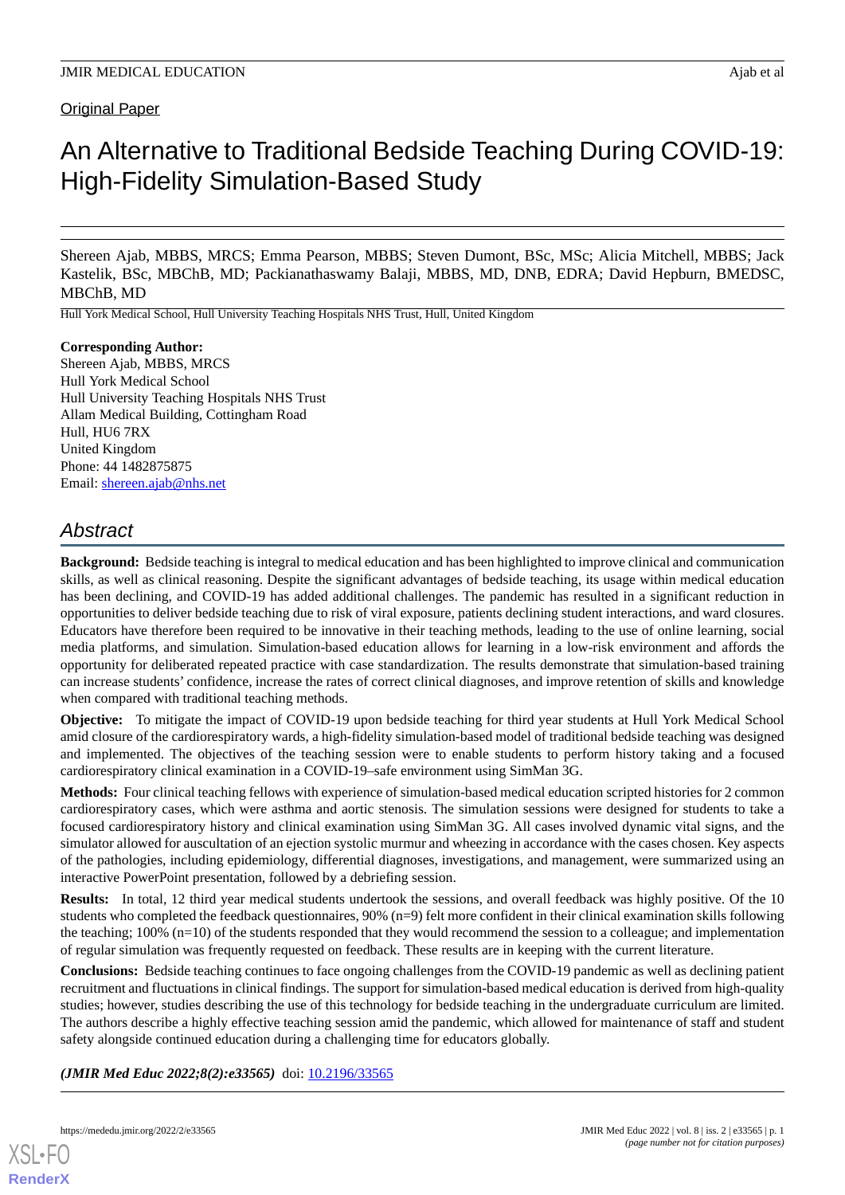Original Paper

# An Alternative to Traditional Bedside Teaching During COVID-19: High-Fidelity Simulation-Based Study

Shereen Ajab, MBBS, MRCS; Emma Pearson, MBBS; Steven Dumont, BSc, MSc; Alicia Mitchell, MBBS; Jack Kastelik, BSc, MBChB, MD; Packianathaswamy Balaji, MBBS, MD, DNB, EDRA; David Hepburn, BMEDSC, MBChB, MD

Hull York Medical School, Hull University Teaching Hospitals NHS Trust, Hull, United Kingdom

**Corresponding Author:**
Shereen Ajab, MBBS, MRCS
Hull York Medical School
Hull University Teaching Hospitals NHS Trust
Allam Medical Building, Cottingham Road
Hull, HU6 7RX
United Kingdom
Phone: 44 1482875875
Email: shereen.ajab@nhs.net

## Abstract

**Background:** Bedside teaching is integral to medical education and has been highlighted to improve clinical and communication skills, as well as clinical reasoning. Despite the significant advantages of bedside teaching, its usage within medical education has been declining, and COVID-19 has added additional challenges. The pandemic has resulted in a significant reduction in opportunities to deliver bedside teaching due to risk of viral exposure, patients declining student interactions, and ward closures. Educators have therefore been required to be innovative in their teaching methods, leading to the use of online learning, social media platforms, and simulation. Simulation-based education allows for learning in a low-risk environment and affords the opportunity for deliberated repeated practice with case standardization. The results demonstrate that simulation-based training can increase students' confidence, increase the rates of correct clinical diagnoses, and improve retention of skills and knowledge when compared with traditional teaching methods.

**Objective:** To mitigate the impact of COVID-19 upon bedside teaching for third year students at Hull York Medical School amid closure of the cardiorespiratory wards, a high-fidelity simulation-based model of traditional bedside teaching was designed and implemented. The objectives of the teaching session were to enable students to perform history taking and a focused cardiorespiratory clinical examination in a COVID-19–safe environment using SimMan 3G.

**Methods:** Four clinical teaching fellows with experience of simulation-based medical education scripted histories for 2 common cardiorespiratory cases, which were asthma and aortic stenosis. The simulation sessions were designed for students to take a focused cardiorespiratory history and clinical examination using SimMan 3G. All cases involved dynamic vital signs, and the simulator allowed for auscultation of an ejection systolic murmur and wheezing in accordance with the cases chosen. Key aspects of the pathologies, including epidemiology, differential diagnoses, investigations, and management, were summarized using an interactive PowerPoint presentation, followed by a debriefing session.

**Results:** In total, 12 third year medical students undertook the sessions, and overall feedback was highly positive. Of the 10 students who completed the feedback questionnaires, 90% (n=9) felt more confident in their clinical examination skills following the teaching; 100% (n=10) of the students responded that they would recommend the session to a colleague; and implementation of regular simulation was frequently requested on feedback. These results are in keeping with the current literature.

**Conclusions:** Bedside teaching continues to face ongoing challenges from the COVID-19 pandemic as well as declining patient recruitment and fluctuations in clinical findings. The support for simulation-based medical education is derived from high-quality studies; however, studies describing the use of this technology for bedside teaching in the undergraduate curriculum are limited. The authors describe a highly effective teaching session amid the pandemic, which allowed for maintenance of staff and student safety alongside continued education during a challenging time for educators globally.

***(JMIR Med Educ 2022;8(2):e33565)*** doi: 10.2196/33565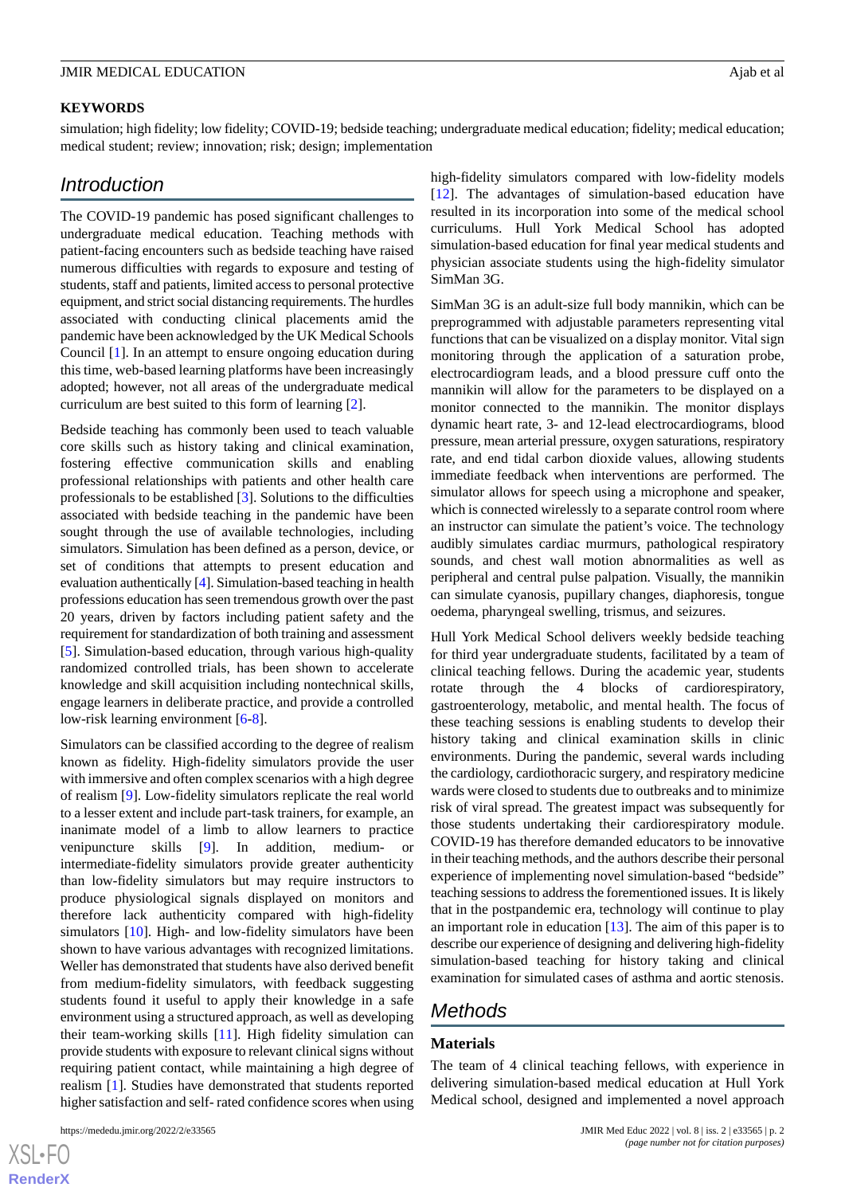## KEYWORDS

simulation; high fidelity; low fidelity; COVID-19; bedside teaching; undergraduate medical education; fidelity; medical education; medical student; review; innovation; risk; design; implementation

## Introduction

The COVID-19 pandemic has posed significant challenges to undergraduate medical education. Teaching methods with patient-facing encounters such as bedside teaching have raised numerous difficulties with regards to exposure and testing of students, staff and patients, limited access to personal protective equipment, and strict social distancing requirements. The hurdles associated with conducting clinical placements amid the pandemic have been acknowledged by the UK Medical Schools Council [1]. In an attempt to ensure ongoing education during this time, web-based learning platforms have been increasingly adopted; however, not all areas of the undergraduate medical curriculum are best suited to this form of learning [2].

Bedside teaching has commonly been used to teach valuable core skills such as history taking and clinical examination, fostering effective communication skills and enabling professional relationships with patients and other health care professionals to be established [3]. Solutions to the difficulties associated with bedside teaching in the pandemic have been sought through the use of available technologies, including simulators. Simulation has been defined as a person, device, or set of conditions that attempts to present education and evaluation authentically [4]. Simulation-based teaching in health professions education has seen tremendous growth over the past 20 years, driven by factors including patient safety and the requirement for standardization of both training and assessment [5]. Simulation-based education, through various high-quality randomized controlled trials, has been shown to accelerate knowledge and skill acquisition including nontechnical skills, engage learners in deliberate practice, and provide a controlled low-risk learning environment [6-8].

Simulators can be classified according to the degree of realism known as fidelity. High-fidelity simulators provide the user with immersive and often complex scenarios with a high degree of realism [9]. Low-fidelity simulators replicate the real world to a lesser extent and include part-task trainers, for example, an inanimate model of a limb to allow learners to practice venipuncture skills [9]. In addition, medium- or intermediate-fidelity simulators provide greater authenticity than low-fidelity simulators but may require instructors to produce physiological signals displayed on monitors and therefore lack authenticity compared with high-fidelity simulators [10]. High- and low-fidelity simulators have been shown to have various advantages with recognized limitations. Weller has demonstrated that students have also derived benefit from medium-fidelity simulators, with feedback suggesting students found it useful to apply their knowledge in a safe environment using a structured approach, as well as developing their team-working skills [11]. High fidelity simulation can provide students with exposure to relevant clinical signs without requiring patient contact, while maintaining a high degree of realism [1]. Studies have demonstrated that students reported higher satisfaction and self- rated confidence scores when using high-fidelity simulators compared with low-fidelity models [12]. The advantages of simulation-based education have resulted in its incorporation into some of the medical school curriculums. Hull York Medical School has adopted simulation-based education for final year medical students and physician associate students using the high-fidelity simulator SimMan 3G.

SimMan 3G is an adult-size full body mannikin, which can be preprogrammed with adjustable parameters representing vital functions that can be visualized on a display monitor. Vital sign monitoring through the application of a saturation probe, electrocardiogram leads, and a blood pressure cuff onto the mannikin will allow for the parameters to be displayed on a monitor connected to the mannikin. The monitor displays dynamic heart rate, 3- and 12-lead electrocardiograms, blood pressure, mean arterial pressure, oxygen saturations, respiratory rate, and end tidal carbon dioxide values, allowing students immediate feedback when interventions are performed. The simulator allows for speech using a microphone and speaker, which is connected wirelessly to a separate control room where an instructor can simulate the patient's voice. The technology audibly simulates cardiac murmurs, pathological respiratory sounds, and chest wall motion abnormalities as well as peripheral and central pulse palpation. Visually, the mannikin can simulate cyanosis, pupillary changes, diaphoresis, tongue oedema, pharyngeal swelling, trismus, and seizures.

Hull York Medical School delivers weekly bedside teaching for third year undergraduate students, facilitated by a team of clinical teaching fellows. During the academic year, students rotate through the 4 blocks of cardiorespiratory, gastroenterology, metabolic, and mental health. The focus of these teaching sessions is enabling students to develop their history taking and clinical examination skills in clinic environments. During the pandemic, several wards including the cardiology, cardiothoracic surgery, and respiratory medicine wards were closed to students due to outbreaks and to minimize risk of viral spread. The greatest impact was subsequently for those students undertaking their cardiorespiratory module. COVID-19 has therefore demanded educators to be innovative in their teaching methods, and the authors describe their personal experience of implementing novel simulation-based "bedside" teaching sessions to address the forementioned issues. It is likely that in the postpandemic era, technology will continue to play an important role in education [13]. The aim of this paper is to describe our experience of designing and delivering high-fidelity simulation-based teaching for history taking and clinical examination for simulated cases of asthma and aortic stenosis.

## Methods

### Materials

The team of 4 clinical teaching fellows, with experience in delivering simulation-based medical education at Hull York Medical school, designed and implemented a novel approach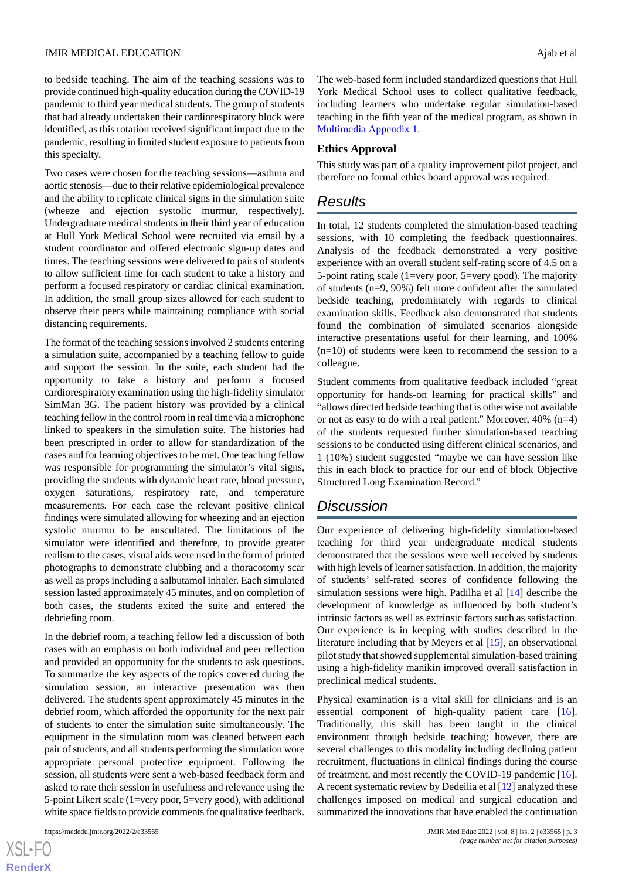to bedside teaching. The aim of the teaching sessions was to provide continued high-quality education during the COVID-19 pandemic to third year medical students. The group of students that had already undertaken their cardiorespiratory block were identified, as this rotation received significant impact due to the pandemic, resulting in limited student exposure to patients from this specialty.

Two cases were chosen for the teaching sessions—asthma and aortic stenosis—due to their relative epidemiological prevalence and the ability to replicate clinical signs in the simulation suite (wheeze and ejection systolic murmur, respectively). Undergraduate medical students in their third year of education at Hull York Medical School were recruited via email by a student coordinator and offered electronic sign-up dates and times. The teaching sessions were delivered to pairs of students to allow sufficient time for each student to take a history and perform a focused respiratory or cardiac clinical examination. In addition, the small group sizes allowed for each student to observe their peers while maintaining compliance with social distancing requirements.

The format of the teaching sessions involved 2 students entering a simulation suite, accompanied by a teaching fellow to guide and support the session. In the suite, each student had the opportunity to take a history and perform a focused cardiorespiratory examination using the high-fidelity simulator SimMan 3G. The patient history was provided by a clinical teaching fellow in the control room in real time via a microphone linked to speakers in the simulation suite. The histories had been prescripted in order to allow for standardization of the cases and for learning objectives to be met. One teaching fellow was responsible for programming the simulator's vital signs, providing the students with dynamic heart rate, blood pressure, oxygen saturations, respiratory rate, and temperature measurements. For each case the relevant positive clinical findings were simulated allowing for wheezing and an ejection systolic murmur to be auscultated. The limitations of the simulator were identified and therefore, to provide greater realism to the cases, visual aids were used in the form of printed photographs to demonstrate clubbing and a thoracotomy scar as well as props including a salbutamol inhaler. Each simulated session lasted approximately 45 minutes, and on completion of both cases, the students exited the suite and entered the debriefing room.

In the debrief room, a teaching fellow led a discussion of both cases with an emphasis on both individual and peer reflection and provided an opportunity for the students to ask questions. To summarize the key aspects of the topics covered during the simulation session, an interactive presentation was then delivered. The students spent approximately 45 minutes in the debrief room, which afforded the opportunity for the next pair of students to enter the simulation suite simultaneously. The equipment in the simulation room was cleaned between each pair of students, and all students performing the simulation wore appropriate personal protective equipment. Following the session, all students were sent a web-based feedback form and asked to rate their session in usefulness and relevance using the 5-point Likert scale (1=very poor, 5=very good), with additional white space fields to provide comments for qualitative feedback.

The web-based form included standardized questions that Hull York Medical School uses to collect qualitative feedback, including learners who undertake regular simulation-based teaching in the fifth year of the medical program, as shown in Multimedia Appendix 1.

### Ethics Approval

This study was part of a quality improvement pilot project, and therefore no formal ethics board approval was required.

## Results

In total, 12 students completed the simulation-based teaching sessions, with 10 completing the feedback questionnaires. Analysis of the feedback demonstrated a very positive experience with an overall student self-rating score of 4.5 on a 5-point rating scale (1=very poor, 5=very good). The majority of students (n=9, 90%) felt more confident after the simulated bedside teaching, predominately with regards to clinical examination skills. Feedback also demonstrated that students found the combination of simulated scenarios alongside interactive presentations useful for their learning, and 100% (n=10) of students were keen to recommend the session to a colleague.

Student comments from qualitative feedback included "great opportunity for hands-on learning for practical skills" and "allows directed bedside teaching that is otherwise not available or not as easy to do with a real patient." Moreover, 40% (n=4) of the students requested further simulation-based teaching sessions to be conducted using different clinical scenarios, and 1 (10%) student suggested "maybe we can have session like this in each block to practice for our end of block Objective Structured Long Examination Record."

## Discussion

Our experience of delivering high-fidelity simulation-based teaching for third year undergraduate medical students demonstrated that the sessions were well received by students with high levels of learner satisfaction. In addition, the majority of students' self-rated scores of confidence following the simulation sessions were high. Padilha et al [14] describe the development of knowledge as influenced by both student's intrinsic factors as well as extrinsic factors such as satisfaction. Our experience is in keeping with studies described in the literature including that by Meyers et al [15], an observational pilot study that showed supplemental simulation-based training using a high-fidelity manikin improved overall satisfaction in preclinical medical students.

Physical examination is a vital skill for clinicians and is an essential component of high-quality patient care [16]. Traditionally, this skill has been taught in the clinical environment through bedside teaching; however, there are several challenges to this modality including declining patient recruitment, fluctuations in clinical findings during the course of treatment, and most recently the COVID-19 pandemic [16]. A recent systematic review by Dedeilia et al [12] analyzed these challenges imposed on medical and surgical education and summarized the innovations that have enabled the continuation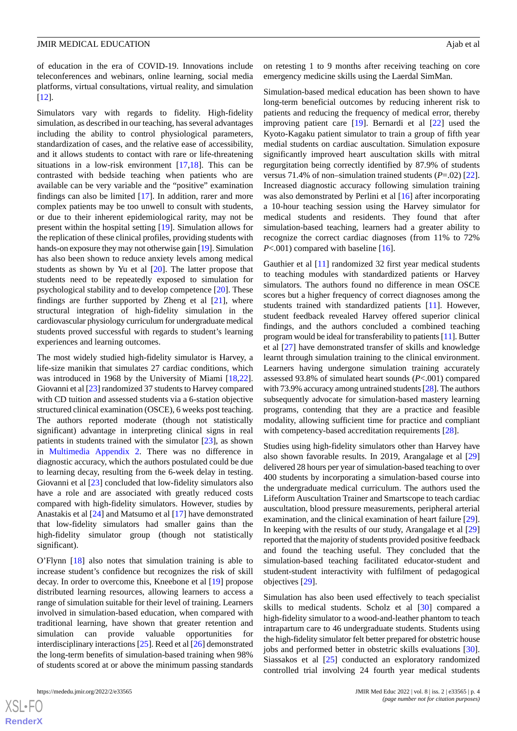of education in the era of COVID-19. Innovations include teleconferences and webinars, online learning, social media platforms, virtual consultations, virtual reality, and simulation [12].

Simulators vary with regards to fidelity. High-fidelity simulation, as described in our teaching, has several advantages including the ability to control physiological parameters, standardization of cases, and the relative ease of accessibility, and it allows students to contact with rare or life-threatening situations in a low-risk environment [17,18]. This can be contrasted with bedside teaching when patients who are available can be very variable and the "positive" examination findings can also be limited [17]. In addition, rarer and more complex patients may be too unwell to consult with students, or due to their inherent epidemiological rarity, may not be present within the hospital setting [19]. Simulation allows for the replication of these clinical profiles, providing students with hands-on exposure they may not otherwise gain [19]. Simulation has also been shown to reduce anxiety levels among medical students as shown by Yu et al [20]. The latter propose that students need to be repeatedly exposed to simulation for psychological stability and to develop competence [20]. These findings are further supported by Zheng et al [21], where structural integration of high-fidelity simulation in the cardiovascular physiology curriculum for undergraduate medical students proved successful with regards to student's learning experiences and learning outcomes.

The most widely studied high-fidelity simulator is Harvey, a life-size manikin that simulates 27 cardiac conditions, which was introduced in 1968 by the University of Miami [18,22]. Giovanni et al [23] randomized 37 students to Harvey compared with CD tuition and assessed students via a 6-station objective structured clinical examination (OSCE), 6 weeks post teaching. The authors reported moderate (though not statistically significant) advantage in interpreting clinical signs in real patients in students trained with the simulator [23], as shown in Multimedia Appendix 2. There was no difference in diagnostic accuracy, which the authors postulated could be due to learning decay, resulting from the 6-week delay in testing. Giovanni et al [23] concluded that low-fidelity simulators also have a role and are associated with greatly reduced costs compared with high-fidelity simulators. However, studies by Anastakis et al [24] and Matsumo et al [17] have demonstrated that low-fidelity simulators had smaller gains than the high-fidelity simulator group (though not statistically significant).

O'Flynn [18] also notes that simulation training is able to increase student's confidence but recognizes the risk of skill decay. In order to overcome this, Kneebone et al [19] propose distributed learning resources, allowing learners to access a range of simulation suitable for their level of training. Learners involved in simulation-based education, when compared with traditional learning, have shown that greater retention and simulation can provide valuable opportunities for interdisciplinary interactions [25]. Reed et al [26] demonstrated the long-term benefits of simulation-based training when 98% of students scored at or above the minimum passing standards on retesting 1 to 9 months after receiving teaching on core emergency medicine skills using the Laerdal SimMan.

Simulation-based medical education has been shown to have long-term beneficial outcomes by reducing inherent risk to patients and reducing the frequency of medical error, thereby improving patient care [19]. Bernardi et al [22] used the Kyoto-Kagaku patient simulator to train a group of fifth year medial students on cardiac auscultation. Simulation exposure significantly improved heart auscultation skills with mitral regurgitation being correctly identified by 87.9% of students versus 71.4% of non–simulation trained students ($P$=.02) [22]. Increased diagnostic accuracy following simulation training was also demonstrated by Perlini et al [16] after incorporating a 10-hour teaching session using the Harvey simulator for medical students and residents. They found that after simulation-based teaching, learners had a greater ability to recognize the correct cardiac diagnoses (from 11% to 72% $P$<.001) compared with baseline [16].

Gauthier et al [11] randomized 32 first year medical students to teaching modules with standardized patients or Harvey simulators. The authors found no difference in mean OSCE scores but a higher frequency of correct diagnoses among the students trained with standardized patients [11]. However, student feedback revealed Harvey offered superior clinical findings, and the authors concluded a combined teaching program would be ideal for transferability to patients [11]. Butter et al [27] have demonstrated transfer of skills and knowledge learnt through simulation training to the clinical environment. Learners having undergone simulation training accurately assessed 93.8% of simulated heart sounds ($P$<.001) compared with 73.9% accuracy among untrained students [28]. The authors subsequently advocate for simulation-based mastery learning programs, contending that they are a practice and feasible modality, allowing sufficient time for practice and compliant with competency-based accreditation requirements [28].

Studies using high-fidelity simulators other than Harvey have also shown favorable results. In 2019, Arangalage et al [29] delivered 28 hours per year of simulation-based teaching to over 400 students by incorporating a simulation-based course into the undergraduate medical curriculum. The authors used the Lifeform Auscultation Trainer and Smartscope to teach cardiac auscultation, blood pressure measurements, peripheral arterial examination, and the clinical examination of heart failure [29]. In keeping with the results of our study, Arangalage et al [29] reported that the majority of students provided positive feedback and found the teaching useful. They concluded that the simulation-based teaching facilitated educator-student and student-student interactivity with fulfilment of pedagogical objectives [29].

Simulation has also been used effectively to teach specialist skills to medical students. Scholz et al [30] compared a high-fidelity simulator to a wood-and-leather phantom to teach intrapartum care to 46 undergraduate students. Students using the high-fidelity simulator felt better prepared for obstetric house jobs and performed better in obstetric skills evaluations [30]. Siassakos et al [25] conducted an exploratory randomized controlled trial involving 24 fourth year medical students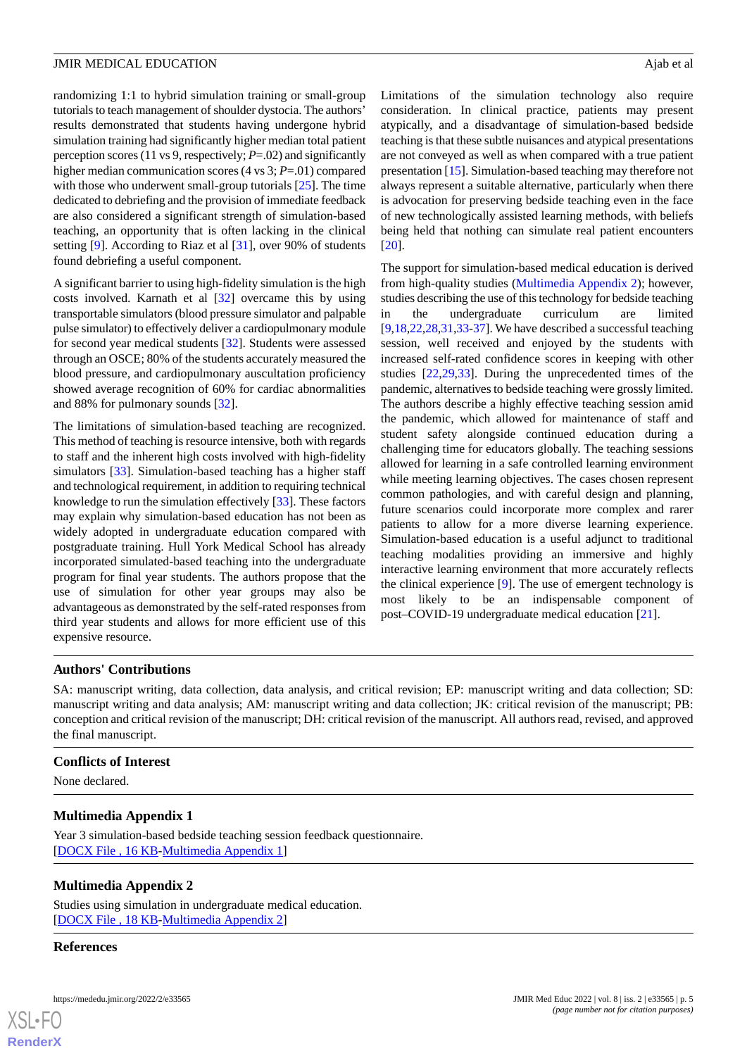randomizing 1:1 to hybrid simulation training or small-group tutorials to teach management of shoulder dystocia. The authors' results demonstrated that students having undergone hybrid simulation training had significantly higher median total patient perception scores (11 vs 9, respectively; *P*=.02) and significantly higher median communication scores (4 vs 3; *P*=.01) compared with those who underwent small-group tutorials [25]. The time dedicated to debriefing and the provision of immediate feedback are also considered a significant strength of simulation-based teaching, an opportunity that is often lacking in the clinical setting [9]. According to Riaz et al [31], over 90% of students found debriefing a useful component.

A significant barrier to using high-fidelity simulation is the high costs involved. Karnath et al [32] overcame this by using transportable simulators (blood pressure simulator and palpable pulse simulator) to effectively deliver a cardiopulmonary module for second year medical students [32]. Students were assessed through an OSCE; 80% of the students accurately measured the blood pressure, and cardiopulmonary auscultation proficiency showed average recognition of 60% for cardiac abnormalities and 88% for pulmonary sounds [32].

The limitations of simulation-based teaching are recognized. This method of teaching is resource intensive, both with regards to staff and the inherent high costs involved with high-fidelity simulators [33]. Simulation-based teaching has a higher staff and technological requirement, in addition to requiring technical knowledge to run the simulation effectively [33]. These factors may explain why simulation-based education has not been as widely adopted in undergraduate education compared with postgraduate training. Hull York Medical School has already incorporated simulated-based teaching into the undergraduate program for final year students. The authors propose that the use of simulation for other year groups may also be advantageous as demonstrated by the self-rated responses from third year students and allows for more efficient use of this expensive resource.

Limitations of the simulation technology also require consideration. In clinical practice, patients may present atypically, and a disadvantage of simulation-based bedside teaching is that these subtle nuisances and atypical presentations are not conveyed as well as when compared with a true patient presentation [15]. Simulation-based teaching may therefore not always represent a suitable alternative, particularly when there is advocation for preserving bedside teaching even in the face of new technologically assisted learning methods, with beliefs being held that nothing can simulate real patient encounters [20].

The support for simulation-based medical education is derived from high-quality studies (Multimedia Appendix 2); however, studies describing the use of this technology for bedside teaching in the undergraduate curriculum are limited [9,18,22,28,31,33-37]. We have described a successful teaching session, well received and enjoyed by the students with increased self-rated confidence scores in keeping with other studies [22,29,33]. During the unprecedented times of the pandemic, alternatives to bedside teaching were grossly limited. The authors describe a highly effective teaching session amid the pandemic, which allowed for maintenance of staff and student safety alongside continued education during a challenging time for educators globally. The teaching sessions allowed for learning in a safe controlled learning environment while meeting learning objectives. The cases chosen represent common pathologies, and with careful design and planning, future scenarios could incorporate more complex and rarer patients to allow for a more diverse learning experience. Simulation-based education is a useful adjunct to traditional teaching modalities providing an immersive and highly interactive learning environment that more accurately reflects the clinical experience [9]. The use of emergent technology is most likely to be an indispensable component of post–COVID-19 undergraduate medical education [21].

## Authors' Contributions

SA: manuscript writing, data collection, data analysis, and critical revision; EP: manuscript writing and data collection; SD: manuscript writing and data analysis; AM: manuscript writing and data collection; JK: critical revision of the manuscript; PB: conception and critical revision of the manuscript; DH: critical revision of the manuscript. All authors read, revised, and approved the final manuscript.

## Conflicts of Interest

None declared.

## Multimedia Appendix 1

Year 3 simulation-based bedside teaching session feedback questionnaire.
[DOCX File , 16 KB-Multimedia Appendix 1]

## Multimedia Appendix 2

Studies using simulation in undergraduate medical education.
[DOCX File , 18 KB-Multimedia Appendix 2]

## References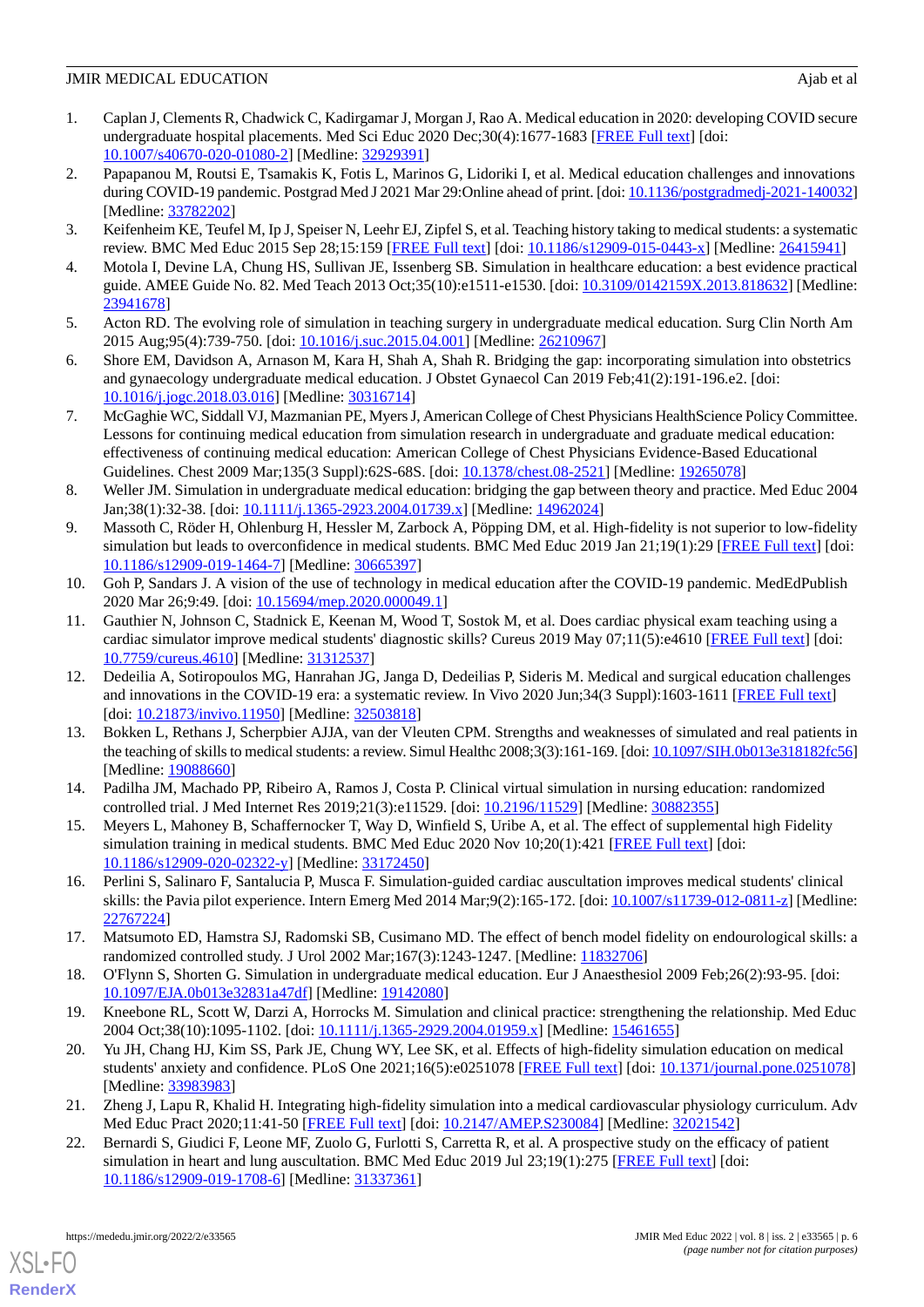1. Caplan J, Clements R, Chadwick C, Kadirgamar J, Morgan J, Rao A. Medical education in 2020: developing COVID secure undergraduate hospital placements. Med Sci Educ 2020 Dec;30(4):1677-1683 [FREE Full text] [doi: 10.1007/s40670-020-01080-2] [Medline: 32929391]
2. Papapanou M, Routsi E, Tsamakis K, Fotis L, Marinos G, Lidoriki I, et al. Medical education challenges and innovations during COVID-19 pandemic. Postgrad Med J 2021 Mar 29:Online ahead of print. [doi: 10.1136/postgradmedj-2021-140032] [Medline: 33782202]
3. Keifenheim KE, Teufel M, Ip J, Speiser N, Leehr EJ, Zipfel S, et al. Teaching history taking to medical students: a systematic review. BMC Med Educ 2015 Sep 28;15:159 [FREE Full text] [doi: 10.1186/s12909-015-0443-x] [Medline: 26415941]
4. Motola I, Devine LA, Chung HS, Sullivan JE, Issenberg SB. Simulation in healthcare education: a best evidence practical guide. AMEE Guide No. 82. Med Teach 2013 Oct;35(10):e1511-e1530. [doi: 10.3109/0142159X.2013.818632] [Medline: 23941678]
5. Acton RD. The evolving role of simulation in teaching surgery in undergraduate medical education. Surg Clin North Am 2015 Aug;95(4):739-750. [doi: 10.1016/j.suc.2015.04.001] [Medline: 26210967]
6. Shore EM, Davidson A, Arnason M, Kara H, Shah A, Shah R. Bridging the gap: incorporating simulation into obstetrics and gynaecology undergraduate medical education. J Obstet Gynaecol Can 2019 Feb;41(2):191-196.e2. [doi: 10.1016/j.jogc.2018.03.016] [Medline: 30316714]
7. McGaghie WC, Siddall VJ, Mazmanian PE, Myers J, American College of Chest Physicians HealthScience Policy Committee. Lessons for continuing medical education from simulation research in undergraduate and graduate medical education: effectiveness of continuing medical education: American College of Chest Physicians Evidence-Based Educational Guidelines. Chest 2009 Mar;135(3 Suppl):62S-68S. [doi: 10.1378/chest.08-2521] [Medline: 19265078]
8. Weller JM. Simulation in undergraduate medical education: bridging the gap between theory and practice. Med Educ 2004 Jan;38(1):32-38. [doi: 10.1111/j.1365-2923.2004.01739.x] [Medline: 14962024]
9. Massoth C, Röder H, Ohlenburg H, Hessler M, Zarbock A, Pöpping DM, et al. High-fidelity is not superior to low-fidelity simulation but leads to overconfidence in medical students. BMC Med Educ 2019 Jan 21;19(1):29 [FREE Full text] [doi: 10.1186/s12909-019-1464-7] [Medline: 30665397]
10. Goh P, Sandars J. A vision of the use of technology in medical education after the COVID-19 pandemic. MedEdPublish 2020 Mar 26;9:49. [doi: 10.15694/mep.2020.000049.1]
11. Gauthier N, Johnson C, Stadnick E, Keenan M, Wood T, Sostok M, et al. Does cardiac physical exam teaching using a cardiac simulator improve medical students' diagnostic skills? Cureus 2019 May 07;11(5):e4610 [FREE Full text] [doi: 10.7759/cureus.4610] [Medline: 31312537]
12. Dedeilia A, Sotiropoulos MG, Hanrahan JG, Janga D, Dedeilias P, Sideris M. Medical and surgical education challenges and innovations in the COVID-19 era: a systematic review. In Vivo 2020 Jun;34(3 Suppl):1603-1611 [FREE Full text] [doi: 10.21873/invivo.11950] [Medline: 32503818]
13. Bokken L, Rethans J, Scherpbier AJJA, van der Vleuten CPM. Strengths and weaknesses of simulated and real patients in the teaching of skills to medical students: a review. Simul Healthc 2008;3(3):161-169. [doi: 10.1097/SIH.0b013e318182fc56] [Medline: 19088660]
14. Padilha JM, Machado PP, Ribeiro A, Ramos J, Costa P. Clinical virtual simulation in nursing education: randomized controlled trial. J Med Internet Res 2019;21(3):e11529. [doi: 10.2196/11529] [Medline: 30882355]
15. Meyers L, Mahoney B, Schaffernocker T, Way D, Winfield S, Uribe A, et al. The effect of supplemental high Fidelity simulation training in medical students. BMC Med Educ 2020 Nov 10;20(1):421 [FREE Full text] [doi: 10.1186/s12909-020-02322-y] [Medline: 33172450]
16. Perlini S, Salinaro F, Santalucia P, Musca F. Simulation-guided cardiac auscultation improves medical students' clinical skills: the Pavia pilot experience. Intern Emerg Med 2014 Mar;9(2):165-172. [doi: 10.1007/s11739-012-0811-z] [Medline: 22767224]
17. Matsumoto ED, Hamstra SJ, Radomski SB, Cusimano MD. The effect of bench model fidelity on endourological skills: a randomized controlled study. J Urol 2002 Mar;167(3):1243-1247. [Medline: 11832706]
18. O'Flynn S, Shorten G. Simulation in undergraduate medical education. Eur J Anaesthesiol 2009 Feb;26(2):93-95. [doi: 10.1097/EJA.0b013e32831a47df] [Medline: 19142080]
19. Kneebone RL, Scott W, Darzi A, Horrocks M. Simulation and clinical practice: strengthening the relationship. Med Educ 2004 Oct;38(10):1095-1102. [doi: 10.1111/j.1365-2929.2004.01959.x] [Medline: 15461655]
20. Yu JH, Chang HJ, Kim SS, Park JE, Chung WY, Lee SK, et al. Effects of high-fidelity simulation education on medical students' anxiety and confidence. PLoS One 2021;16(5):e0251078 [FREE Full text] [doi: 10.1371/journal.pone.0251078] [Medline: 33983983]
21. Zheng J, Lapu R, Khalid H. Integrating high-fidelity simulation into a medical cardiovascular physiology curriculum. Adv Med Educ Pract 2020;11:41-50 [FREE Full text] [doi: 10.2147/AMEP.S230084] [Medline: 32021542]
22. Bernardi S, Giudici F, Leone MF, Zuolo G, Furlotti S, Carretta R, et al. A prospective study on the efficacy of patient simulation in heart and lung auscultation. BMC Med Educ 2019 Jul 23;19(1):275 [FREE Full text] [doi: 10.1186/s12909-019-1708-6] [Medline: 31337361]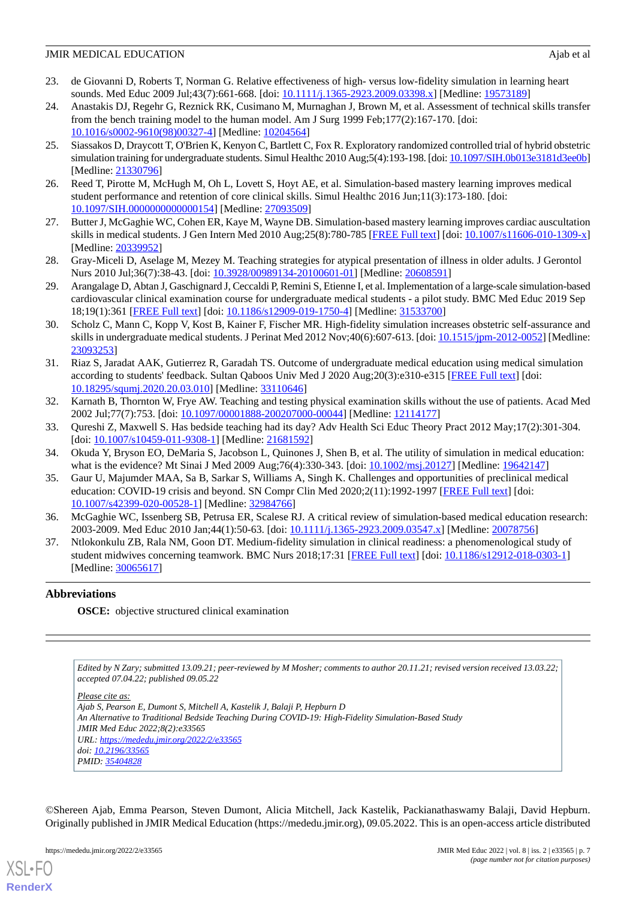23. de Giovanni D, Roberts T, Norman G. Relative effectiveness of high- versus low-fidelity simulation in learning heart sounds. Med Educ 2009 Jul;43(7):661-668. [doi: 10.1111/j.1365-2923.2009.03398.x] [Medline: 19573189]
24. Anastakis DJ, Regehr G, Reznick RK, Cusimano M, Murnaghan J, Brown M, et al. Assessment of technical skills transfer from the bench training model to the human model. Am J Surg 1999 Feb;177(2):167-170. [doi: 10.1016/s0002-9610(98)00327-4] [Medline: 10204564]
25. Siassakos D, Draycott T, O'Brien K, Kenyon C, Bartlett C, Fox R. Exploratory randomized controlled trial of hybrid obstetric simulation training for undergraduate students. Simul Healthc 2010 Aug;5(4):193-198. [doi: 10.1097/SIH.0b013e3181d3ee0b] [Medline: 21330796]
26. Reed T, Pirotte M, McHugh M, Oh L, Lovett S, Hoyt AE, et al. Simulation-based mastery learning improves medical student performance and retention of core clinical skills. Simul Healthc 2016 Jun;11(3):173-180. [doi: 10.1097/SIH.0000000000000154] [Medline: 27093509]
27. Butter J, McGaghie WC, Cohen ER, Kaye M, Wayne DB. Simulation-based mastery learning improves cardiac auscultation skills in medical students. J Gen Intern Med 2010 Aug;25(8):780-785 [FREE Full text] [doi: 10.1007/s11606-010-1309-x] [Medline: 20339952]
28. Gray-Miceli D, Aselage M, Mezey M. Teaching strategies for atypical presentation of illness in older adults. J Gerontol Nurs 2010 Jul;36(7):38-43. [doi: 10.3928/00989134-20100601-01] [Medline: 20608591]
29. Arangalage D, Abtan J, Gaschignard J, Ceccaldi P, Remini S, Etienne I, et al. Implementation of a large-scale simulation-based cardiovascular clinical examination course for undergraduate medical students - a pilot study. BMC Med Educ 2019 Sep 18;19(1):361 [FREE Full text] [doi: 10.1186/s12909-019-1750-4] [Medline: 31533700]
30. Scholz C, Mann C, Kopp V, Kost B, Kainer F, Fischer MR. High-fidelity simulation increases obstetric self-assurance and skills in undergraduate medical students. J Perinat Med 2012 Nov;40(6):607-613. [doi: 10.1515/jpm-2012-0052] [Medline: 23093253]
31. Riaz S, Jaradat AAK, Gutierrez R, Garadah TS. Outcome of undergraduate medical education using medical simulation according to students' feedback. Sultan Qaboos Univ Med J 2020 Aug;20(3):e310-e315 [FREE Full text] [doi: 10.18295/squmj.2020.20.03.010] [Medline: 33110646]
32. Karnath B, Thornton W, Frye AW. Teaching and testing physical examination skills without the use of patients. Acad Med 2002 Jul;77(7):753. [doi: 10.1097/00001888-200207000-00044] [Medline: 12114177]
33. Qureshi Z, Maxwell S. Has bedside teaching had its day? Adv Health Sci Educ Theory Pract 2012 May;17(2):301-304. [doi: 10.1007/s10459-011-9308-1] [Medline: 21681592]
34. Okuda Y, Bryson EO, DeMaria S, Jacobson L, Quinones J, Shen B, et al. The utility of simulation in medical education: what is the evidence? Mt Sinai J Med 2009 Aug;76(4):330-343. [doi: 10.1002/msj.20127] [Medline: 19642147]
35. Gaur U, Majumder MAA, Sa B, Sarkar S, Williams A, Singh K. Challenges and opportunities of preclinical medical education: COVID-19 crisis and beyond. SN Compr Clin Med 2020;2(11):1992-1997 [FREE Full text] [doi: 10.1007/s42399-020-00528-1] [Medline: 32984766]
36. McGaghie WC, Issenberg SB, Petrusa ER, Scalese RJ. A critical review of simulation-based medical education research: 2003-2009. Med Educ 2010 Jan;44(1):50-63. [doi: 10.1111/j.1365-2923.2009.03547.x] [Medline: 20078756]
37. Ntlokonkulu ZB, Rala NM, Goon DT. Medium-fidelity simulation in clinical readiness: a phenomenological study of student midwives concerning teamwork. BMC Nurs 2018;17:31 [FREE Full text] [doi: 10.1186/s12912-018-0303-1] [Medline: 30065617]

## Abbreviations

**OSCE:** objective structured clinical examination

*Edited by N Zary; submitted 13.09.21; peer-reviewed by M Mosher; comments to author 20.11.21; revised version received 13.03.22; accepted 07.04.22; published 09.05.22*

*Please cite as:*
*Ajab S, Pearson E, Dumont S, Mitchell A, Kastelik J, Balaji P, Hepburn D*
*An Alternative to Traditional Bedside Teaching During COVID-19: High-Fidelity Simulation-Based Study*
*JMIR Med Educ 2022;8(2):e33565*
*URL: https://mededu.jmir.org/2022/2/e33565*
*doi: 10.2196/33565*
*PMID: 35404828*

©Shereen Ajab, Emma Pearson, Steven Dumont, Alicia Mitchell, Jack Kastelik, Packianathaswamy Balaji, David Hepburn. Originally published in JMIR Medical Education (https://mededu.jmir.org), 09.05.2022. This is an open-access article distributed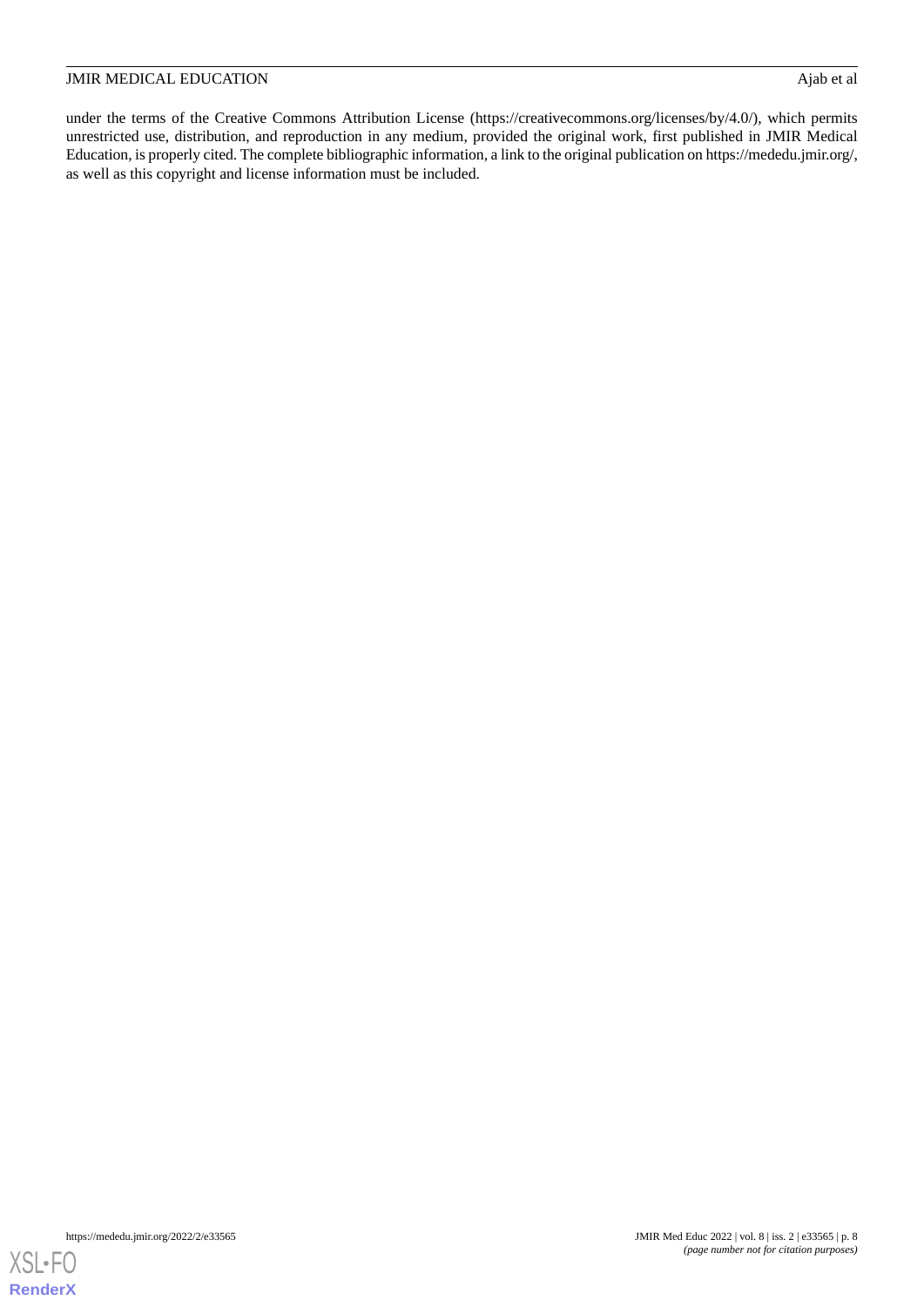under the terms of the Creative Commons Attribution License (https://creativecommons.org/licenses/by/4.0/), which permits unrestricted use, distribution, and reproduction in any medium, provided the original work, first published in JMIR Medical Education, is properly cited. The complete bibliographic information, a link to the original publication on https://mededu.jmir.org/, as well as this copyright and license information must be included.